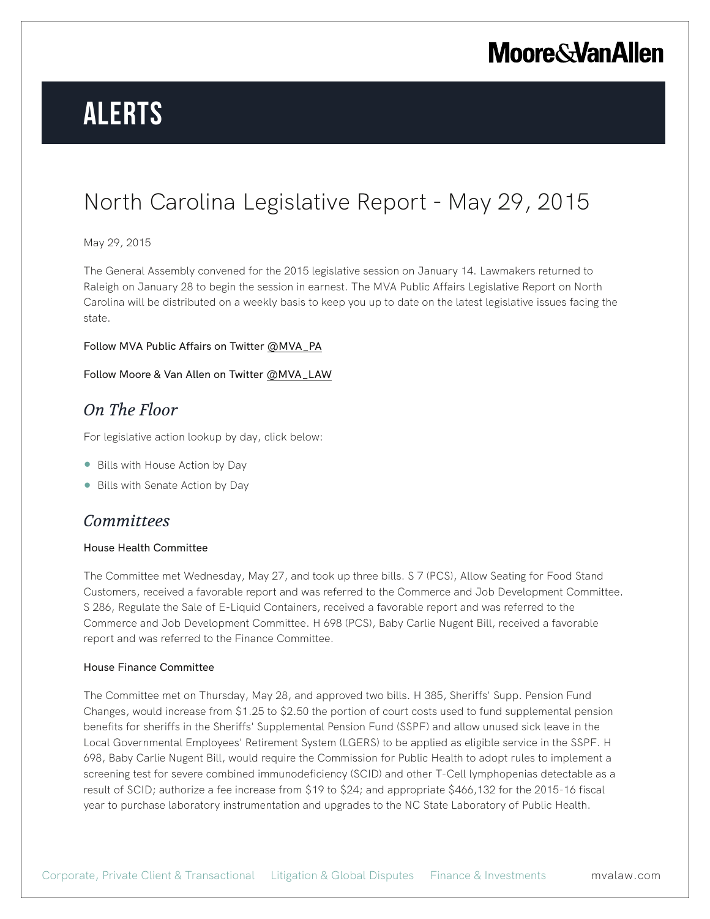# ALERTS

# North Carolina Legislative Report - May 29, 2015

May 29, 2015

The General Assembly convened for the 2015 legislative session on January 14. Lawmakers returned to Raleigh on January 28 to begin the session in earnest. The MVA Public Affairs Legislative Report on North Carolina will be distributed on a weekly basis to keep you up to date on the latest legislative issues facing the state.

Follow MVA Public Affairs on Twitter @MVA_PA

Follow Moore & Van Allen on Twitter @MVA_LAW

## *On The Floor*

For legislative action lookup by day, click below:

- Bills with House Action by Day
- Bills with Senate Action by Day

## *Committees*

#### House Health Committee

The Committee met Wednesday, May 27, and took up three bills. S 7 (PCS), Allow Seating for Food Stand Customers, received a favorable report and was referred to the Commerce and Job Development Committee. S 286, Regulate the Sale of E-Liquid Containers, received a favorable report and was referred to the Commerce and Job Development Committee. H 698 (PCS), Baby Carlie Nugent Bill, received a favorable report and was referred to the Finance Committee.

#### House Finance Committee

The Committee met on Thursday, May 28, and approved two bills. H 385, Sheriffs' Supp. Pension Fund Changes, would increase from $1.25 to $2.50 the portion of court costs used to fund supplemental pension benefits for sheriffs in the Sheriffs' Supplemental Pension Fund (SSPF) and allow unused sick leave in the Local Governmental Employees' Retirement System (LGERS) to be applied as eligible service in the SSPF. H 698, Baby Carlie Nugent Bill, would require the Commission for Public Health to adopt rules to implement a screening test for severe combined immunodeficiency (SCID) and other T-Cell lymphopenias detectable as a result of SCID; authorize a fee increase from $19 to $24; and appropriate $466,132 for the 2015-16 fiscal year to purchase laboratory instrumentation and upgrades to the NC State Laboratory of Public Health.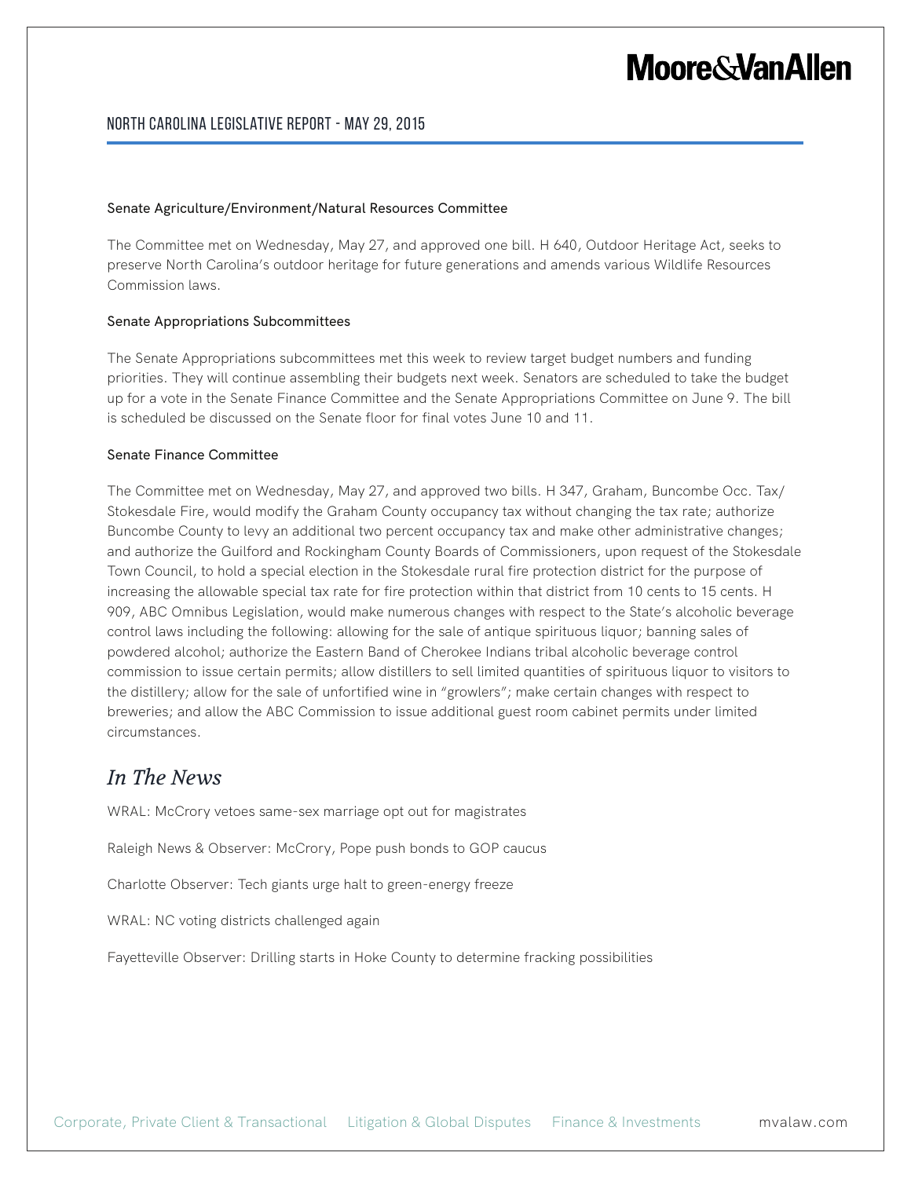### Senate Agriculture/Environment/Natural Resources Committee

The Committee met on Wednesday, May 27, and approved one bill. H 640, Outdoor Heritage Act, seeks to preserve North Carolina's outdoor heritage for future generations and amends various Wildlife Resources Commission laws.

### Senate Appropriations Subcommittees

The Senate Appropriations subcommittees met this week to review target budget numbers and funding priorities. They will continue assembling their budgets next week. Senators are scheduled to take the budget up for a vote in the Senate Finance Committee and the Senate Appropriations Committee on June 9. The bill is scheduled be discussed on the Senate floor for final votes June 10 and 11.

### Senate Finance Committee

The Committee met on Wednesday, May 27, and approved two bills. H 347, Graham, Buncombe Occ. Tax/ Stokesdale Fire, would modify the Graham County occupancy tax without changing the tax rate; authorize Buncombe County to levy an additional two percent occupancy tax and make other administrative changes; and authorize the Guilford and Rockingham County Boards of Commissioners, upon request of the Stokesdale Town Council, to hold a special election in the Stokesdale rural fire protection district for the purpose of increasing the allowable special tax rate for fire protection within that district from 10 cents to 15 cents. H 909, ABC Omnibus Legislation, would make numerous changes with respect to the State's alcoholic beverage control laws including the following: allowing for the sale of antique spirituous liquor; banning sales of powdered alcohol; authorize the Eastern Band of Cherokee Indians tribal alcoholic beverage control commission to issue certain permits; allow distillers to sell limited quantities of spirituous liquor to visitors to the distillery; allow for the sale of unfortified wine in "growlers"; make certain changes with respect to breweries; and allow the ABC Commission to issue additional guest room cabinet permits under limited circumstances.

## *In The News*

WRAL: McCrory vetoes same-sex marriage opt out for magistrates

Raleigh News & Observer: McCrory, Pope push bonds to GOP caucus

Charlotte Observer: Tech giants urge halt to green-energy freeze

WRAL: NC voting districts challenged again

Fayetteville Observer: Drilling starts in Hoke County to determine fracking possibilities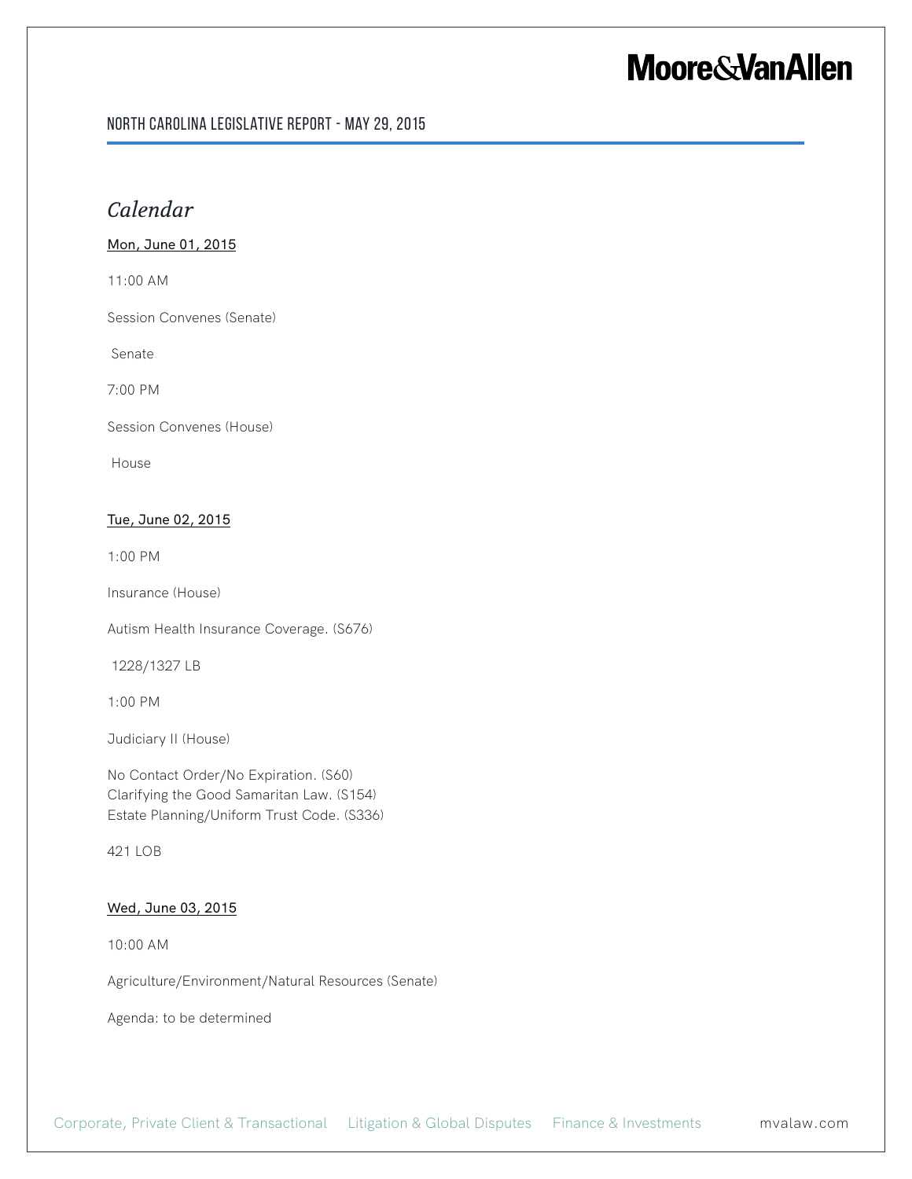# Calendar

Mon, June 01, 2015

11:00 AM

Session Convenes (Senate)

Senate

7:00 PM

Session Convenes (House)

House

Tue, June 02, 2015

1:00 PM

Insurance (House)

Autism Health Insurance Coverage. (S676)

1228/1327 LB

1:00 PM

Judiciary II (House)

No Contact Order/No Expiration. (S60)
Clarifying the Good Samaritan Law. (S154)
Estate Planning/Uniform Trust Code. (S336)

421 LOB

Wed, June 03, 2015

10:00 AM

Agriculture/Environment/Natural Resources (Senate)

Agenda: to be determined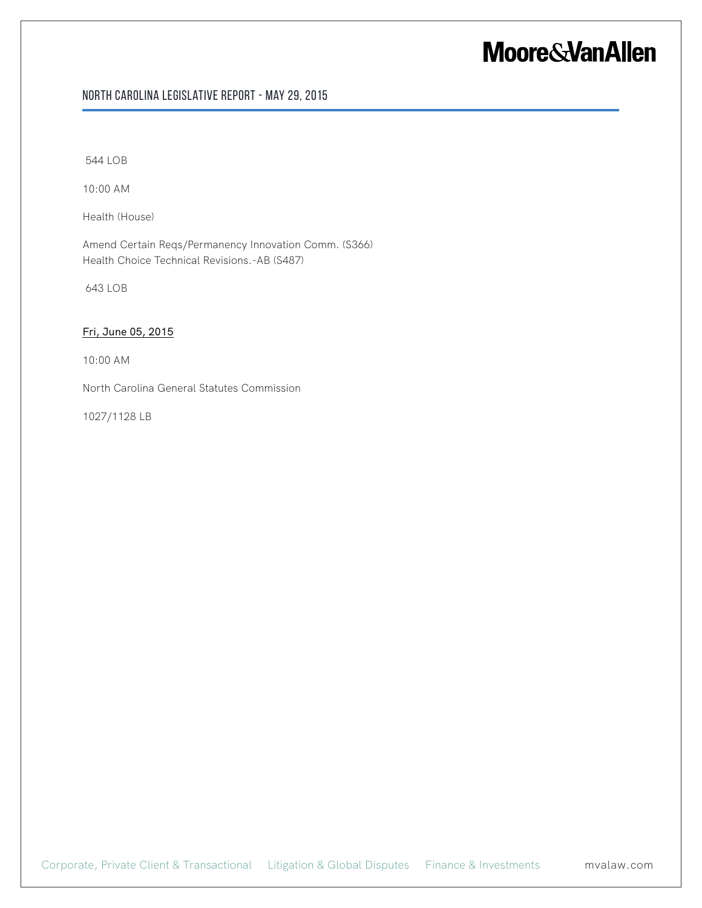544 LOB

10:00 AM

Health (House)

Amend Certain Reqs/Permanency Innovation Comm. (S366)
Health Choice Technical Revisions.-AB (S487)

643 LOB

Fri, June 05, 2015

10:00 AM

North Carolina General Statutes Commission

1027/1128 LB